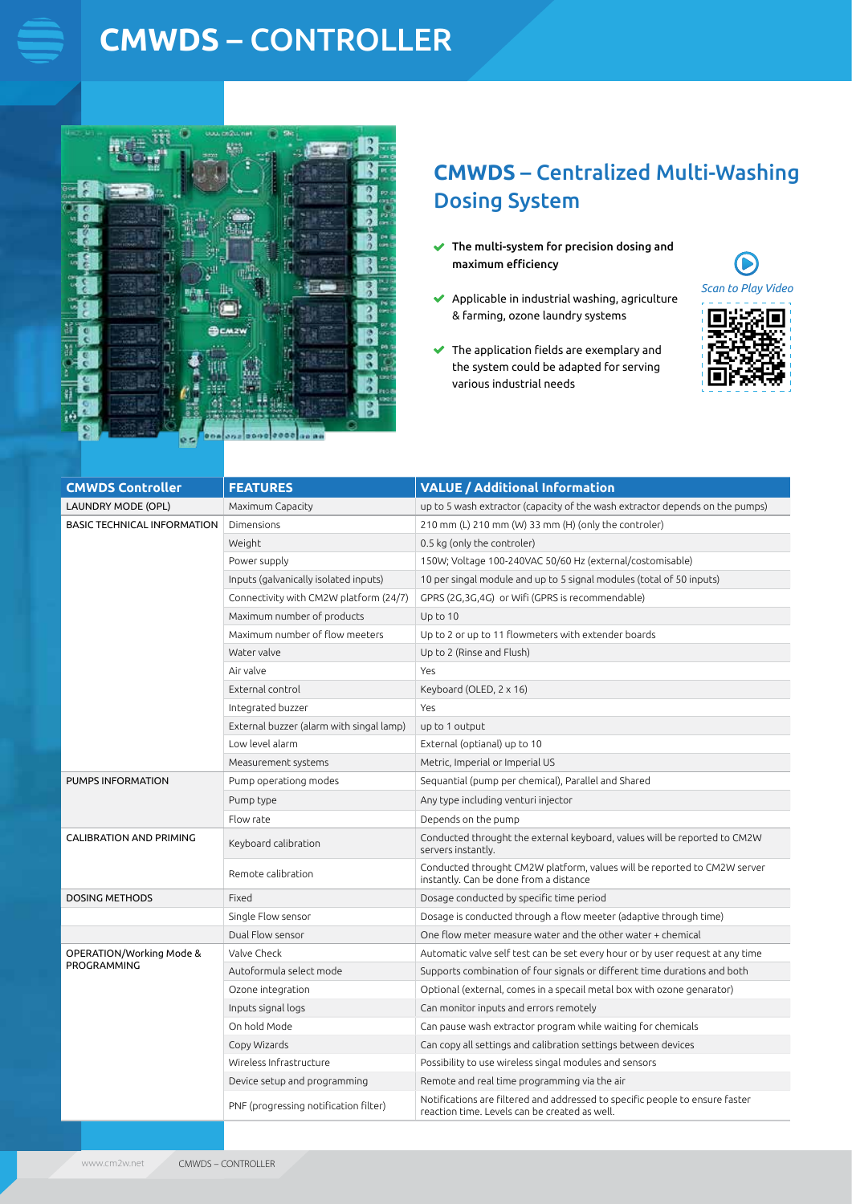# CMWDS – CONTROLLER

## CMWDS – Centralized Multi-Washing Dosing System

- **The multi-system for precision dosing and maximum efficiency**
- Applicable in industrial washing, agriculture & farming, ozone laundry systems
- The application fields are exemplary and the system could be adapted for serving various industrial needs

*Scan to Play Video*

| CMWDS Controller | FEATURES | VALUE / Additional Information |
|---|---|---|
| LAUNDRY MODE (OPL) | Maximum Capacity | up to 5 wash extractor (capacity of the wash extractor depends on the pumps) |
| BASIC TECHNICAL INFORMATION | Dimensions | 210 mm (L) 210 mm (W) 33 mm (H) (only the controler) |
| | Weight | 0.5 kg (only the controler) |
| | Power supply | 150W; Voltage 100-240VAC 50/60 Hz (external/costomisable) |
| | Inputs (galvanically isolated inputs) | 10 per singal module and up to 5 signal modules (total of 50 inputs) |
| | Connectivity with CM2W platform (24/7) | GPRS (2G,3G,4G) or Wifi (GPRS is recommendable) |
| | Maximum number of products | Up to 10 |
| | Maximum number of flow meeters | Up to 2 or up to 11 flowmeters with extender boards |
| | Water valve | Up to 2 (Rinse and Flush) |
| | Air valve | Yes |
| | External control | Keyboard (OLED, 2 x 16) |
| | Integrated buzzer | Yes |
| | External buzzer (alarm with singal lamp) | up to 1 output |
| | Low level alarm | External (optianal) up to 10 |
| | Measurement systems | Metric, Imperial or Imperial US |
| PUMPS INFORMATION | Pump operationg modes | Sequantial (pump per chemical), Parallel and Shared |
| | Pump type | Any type including venturi injector |
| | Flow rate | Depends on the pump |
| CALIBRATION AND PRIMING | Keyboard calibration | Conducted throught the external keyboard, values will be reported to CM2W servers instantly. |
| | Remote calibration | Conducted throught CM2W platform, values will be reported to CM2W server instantly. Can be done from a distance |
| DOSING METHODS | Fixed | Dosage conducted by specific time period |
| | Single Flow sensor | Dosage is conducted through a flow meeter (adaptive through time) |
| | Dual Flow sensor | One flow meter measure water and the other water + chemical |
| OPERATION/Working Mode & PROGRAMMING | Valve Check | Automatic valve self test can be set every hour or by user request at any time |
| | Autoformula select mode | Supports combination of four signals or different time durations and both |
| | Ozone integration | Optional (external, comes in a specail metal box with ozone genarator) |
| | Inputs signal logs | Can monitor inputs and errors remotely |
| | On hold Mode | Can pause wash extractor program while waiting for chemicals |
| | Copy Wizards | Can copy all settings and calibration settings between devices |
| | Wireless Infrastructure | Possibility to use wireless singal modules and sensors |
| | Device setup and programming | Remote and real time programming via the air |
| | PNF (progressing notification filter) | Notifications are filtered and addressed to specific people to ensure faster reaction time. Levels can be created as well. |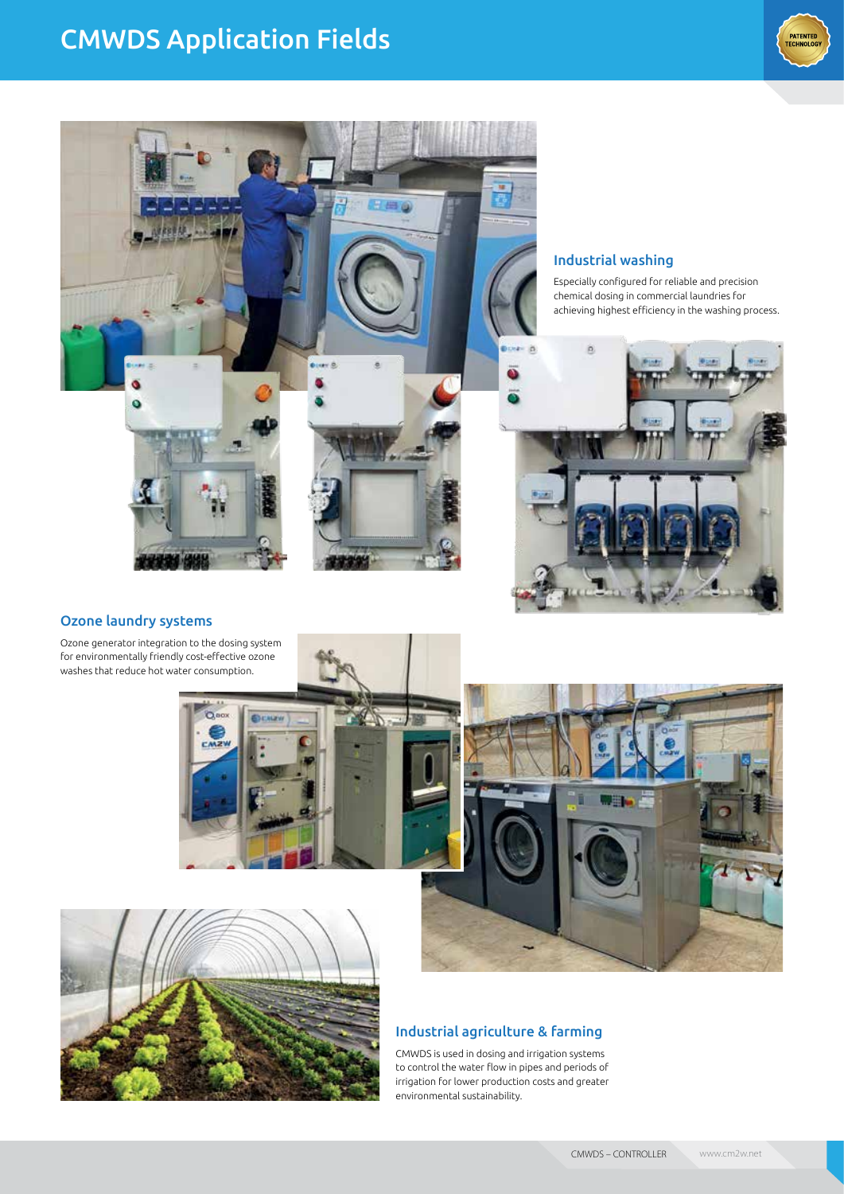# CMWDS Application Fields

## Industrial washing

Especially configured for reliable and precision chemical dosing in commercial laundries for achieving highest efficiency in the washing process.

## Ozone laundry systems

Ozone generator integration to the dosing system for environmentally friendly cost-effective ozone washes that reduce hot water consumption.

## Industrial agriculture & farming

CMWDS is used in dosing and irrigation systems to control the water flow in pipes and periods of irrigation for lower production costs and greater environmental sustainability.